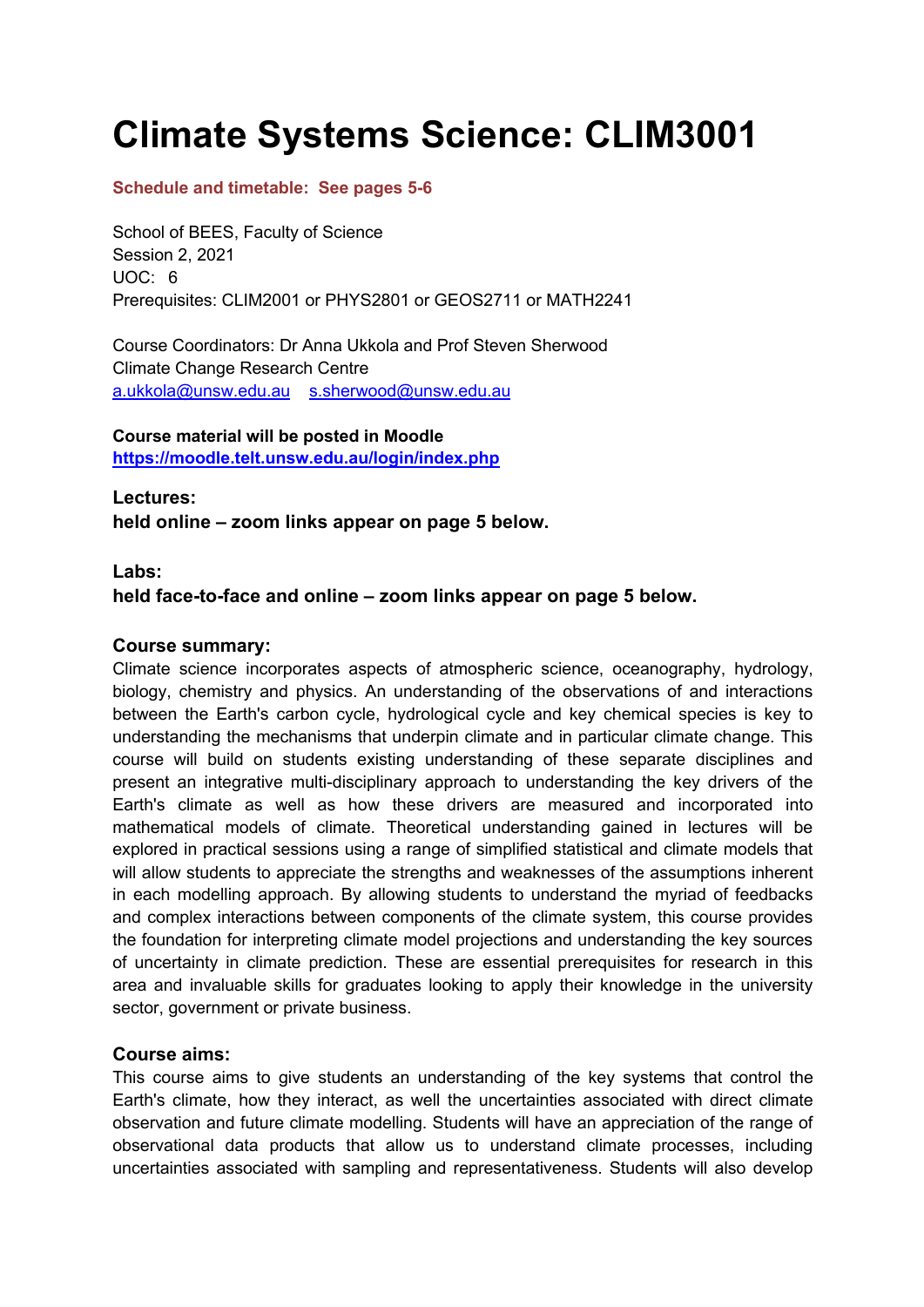# Climate Systems Science: CLIM3001

**Schedule and timetable: See pages 5-6**

School of BEES, Faculty of Science
Session 2, 2021
UOC: 6
Prerequisites: CLIM2001 or PHYS2801 or GEOS2711 or MATH2241

Course Coordinators: Dr Anna Ukkola and Prof Steven Sherwood
Climate Change Research Centre
[a.ukkola@unsw.edu.au](mailto:a.ukkola@unsw.edu.au) [s.sherwood@unsw.edu.au](mailto:s.sherwood@unsw.edu.au)

**Course material will be posted in Moodle**
**[https://moodle.telt.unsw.edu.au/login/index.php](https://moodle.telt.unsw.edu.au/login/index.php)**

**Lectures:**
**held online – zoom links appear on page 5 below.**

**Labs:**
**held face-to-face and online – zoom links appear on page 5 below.**

**Course summary:**
Climate science incorporates aspects of atmospheric science, oceanography, hydrology, biology, chemistry and physics. An understanding of the observations of and interactions between the Earth's carbon cycle, hydrological cycle and key chemical species is key to understanding the mechanisms that underpin climate and in particular climate change. This course will build on students existing understanding of these separate disciplines and present an integrative multi-disciplinary approach to understanding the key drivers of the Earth's climate as well as how these drivers are measured and incorporated into mathematical models of climate. Theoretical understanding gained in lectures will be explored in practical sessions using a range of simplified statistical and climate models that will allow students to appreciate the strengths and weaknesses of the assumptions inherent in each modelling approach. By allowing students to understand the myriad of feedbacks and complex interactions between components of the climate system, this course provides the foundation for interpreting climate model projections and understanding the key sources of uncertainty in climate prediction. These are essential prerequisites for research in this area and invaluable skills for graduates looking to apply their knowledge in the university sector, government or private business.

**Course aims:**
This course aims to give students an understanding of the key systems that control the Earth's climate, how they interact, as well the uncertainties associated with direct climate observation and future climate modelling. Students will have an appreciation of the range of observational data products that allow us to understand climate processes, including uncertainties associated with sampling and representativeness. Students will also develop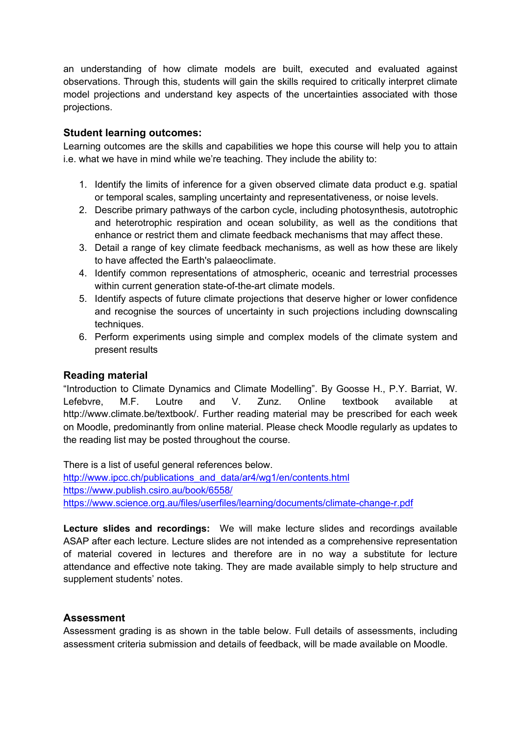an understanding of how climate models are built, executed and evaluated against observations. Through this, students will gain the skills required to critically interpret climate model projections and understand key aspects of the uncertainties associated with those projections.

### Student learning outcomes:

Learning outcomes are the skills and capabilities we hope this course will help you to attain i.e. what we have in mind while we're teaching. They include the ability to:

1. Identify the limits of inference for a given observed climate data product e.g. spatial or temporal scales, sampling uncertainty and representativeness, or noise levels.
2. Describe primary pathways of the carbon cycle, including photosynthesis, autotrophic and heterotrophic respiration and ocean solubility, as well as the conditions that enhance or restrict them and climate feedback mechanisms that may affect these.
3. Detail a range of key climate feedback mechanisms, as well as how these are likely to have affected the Earth's palaeoclimate.
4. Identify common representations of atmospheric, oceanic and terrestrial processes within current generation state-of-the-art climate models.
5. Identify aspects of future climate projections that deserve higher or lower confidence and recognise the sources of uncertainty in such projections including downscaling techniques.
6. Perform experiments using simple and complex models of the climate system and present results

### Reading material

"Introduction to Climate Dynamics and Climate Modelling". By Goosse H., P.Y. Barriat, W. Lefebvre, M.F. Loutre and V. Zunz. Online textbook available at http://www.climate.be/textbook/. Further reading material may be prescribed for each week on Moodle, predominantly from online material. Please check Moodle regularly as updates to the reading list may be posted throughout the course.

There is a list of useful general references below.
http://www.ipcc.ch/publications_and_data/ar4/wg1/en/contents.html
https://www.publish.csiro.au/book/6558/
https://www.science.org.au/files/userfiles/learning/documents/climate-change-r.pdf

**Lecture slides and recordings:** We will make lecture slides and recordings available ASAP after each lecture. Lecture slides are not intended as a comprehensive representation of material covered in lectures and therefore are in no way a substitute for lecture attendance and effective note taking. They are made available simply to help structure and supplement students' notes.

### Assessment

Assessment grading is as shown in the table below. Full details of assessments, including assessment criteria submission and details of feedback, will be made available on Moodle.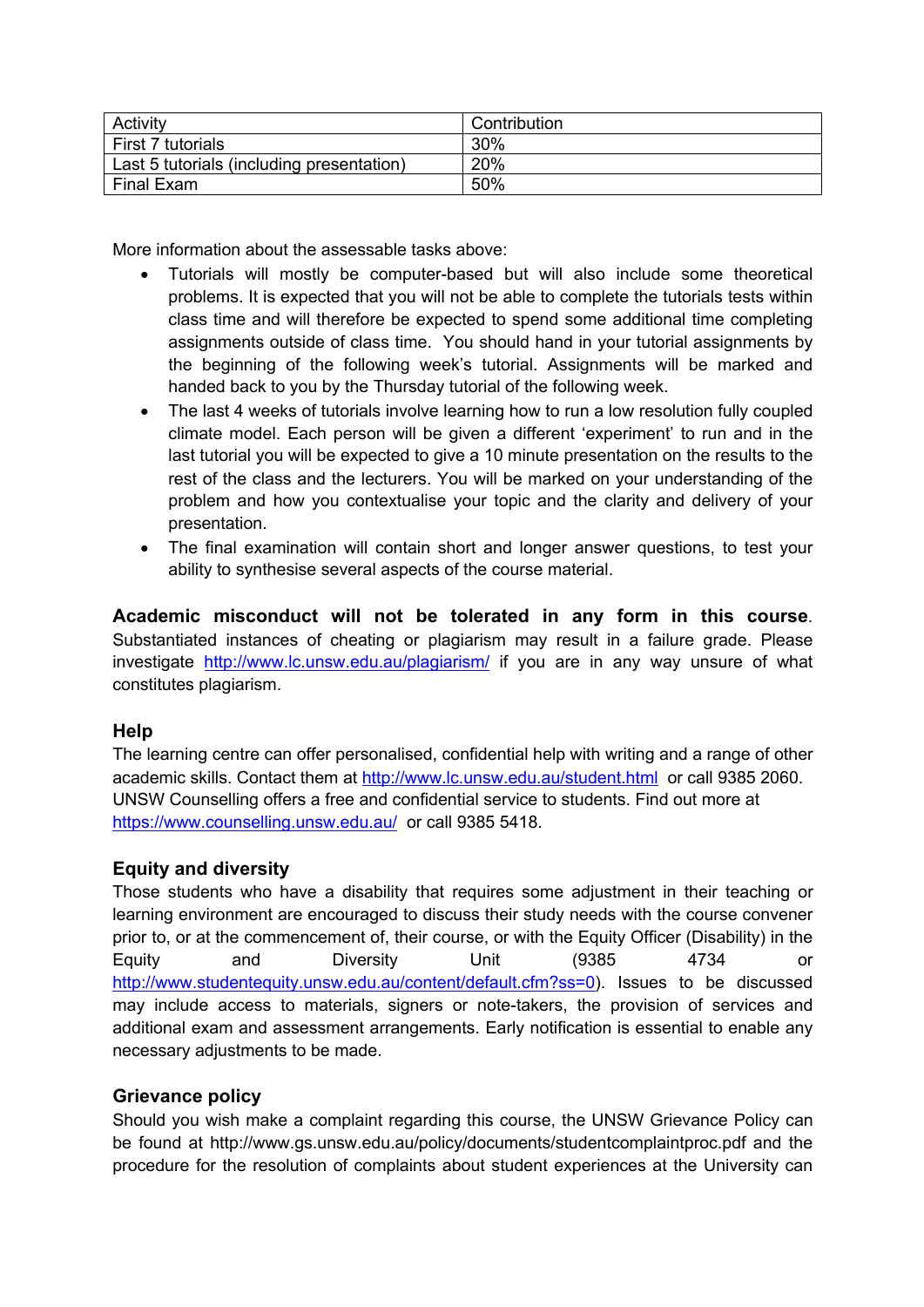| Activity | Contribution |
| --- | --- |
| First 7 tutorials | 30% |
| Last 5 tutorials (including presentation) | 20% |
| Final Exam | 50% |

More information about the assessable tasks above:

- Tutorials will mostly be computer-based but will also include some theoretical problems. It is expected that you will not be able to complete the tutorials tests within class time and will therefore be expected to spend some additional time completing assignments outside of class time. You should hand in your tutorial assignments by the beginning of the following week's tutorial. Assignments will be marked and handed back to you by the Thursday tutorial of the following week.
- The last 4 weeks of tutorials involve learning how to run a low resolution fully coupled climate model. Each person will be given a different 'experiment' to run and in the last tutorial you will be expected to give a 10 minute presentation on the results to the rest of the class and the lecturers. You will be marked on your understanding of the problem and how you contextualise your topic and the clarity and delivery of your presentation.
- The final examination will contain short and longer answer questions, to test your ability to synthesise several aspects of the course material.

**Academic misconduct will not be tolerated in any form in this course**. Substantiated instances of cheating or plagiarism may result in a failure grade. Please investigate http://www.lc.unsw.edu.au/plagiarism/ if you are in any way unsure of what constitutes plagiarism.

### Help

The learning centre can offer personalised, confidential help with writing and a range of other academic skills. Contact them at http://www.lc.unsw.edu.au/student.html or call 9385 2060. UNSW Counselling offers a free and confidential service to students. Find out more at https://www.counselling.unsw.edu.au/ or call 9385 5418.

### Equity and diversity

Those students who have a disability that requires some adjustment in their teaching or learning environment are encouraged to discuss their study needs with the course convener prior to, or at the commencement of, their course, or with the Equity Officer (Disability) in the Equity and Diversity Unit (9385 4734 or http://www.studentequity.unsw.edu.au/content/default.cfm?ss=0). Issues to be discussed may include access to materials, signers or note-takers, the provision of services and additional exam and assessment arrangements. Early notification is essential to enable any necessary adjustments to be made.

### Grievance policy

Should you wish make a complaint regarding this course, the UNSW Grievance Policy can be found at http://www.gs.unsw.edu.au/policy/documents/studentcomplaintproc.pdf and the procedure for the resolution of complaints about student experiences at the University can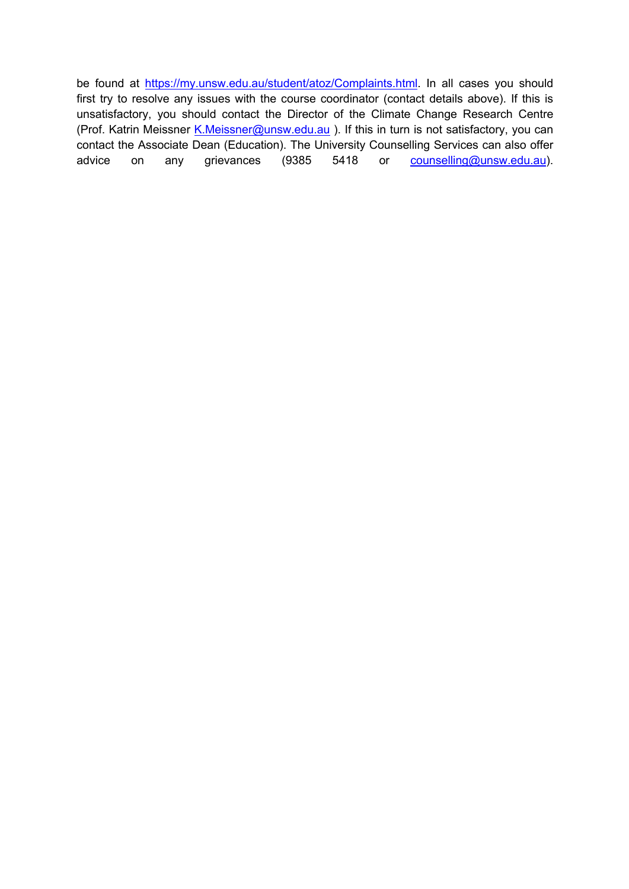be found at https://my.unsw.edu.au/student/atoz/Complaints.html. In all cases you should first try to resolve any issues with the course coordinator (contact details above). If this is unsatisfactory, you should contact the Director of the Climate Change Research Centre (Prof. Katrin Meissner K.Meissner@unsw.edu.au ). If this in turn is not satisfactory, you can contact the Associate Dean (Education). The University Counselling Services can also offer advice on any grievances (9385 5418 or counselling@unsw.edu.au).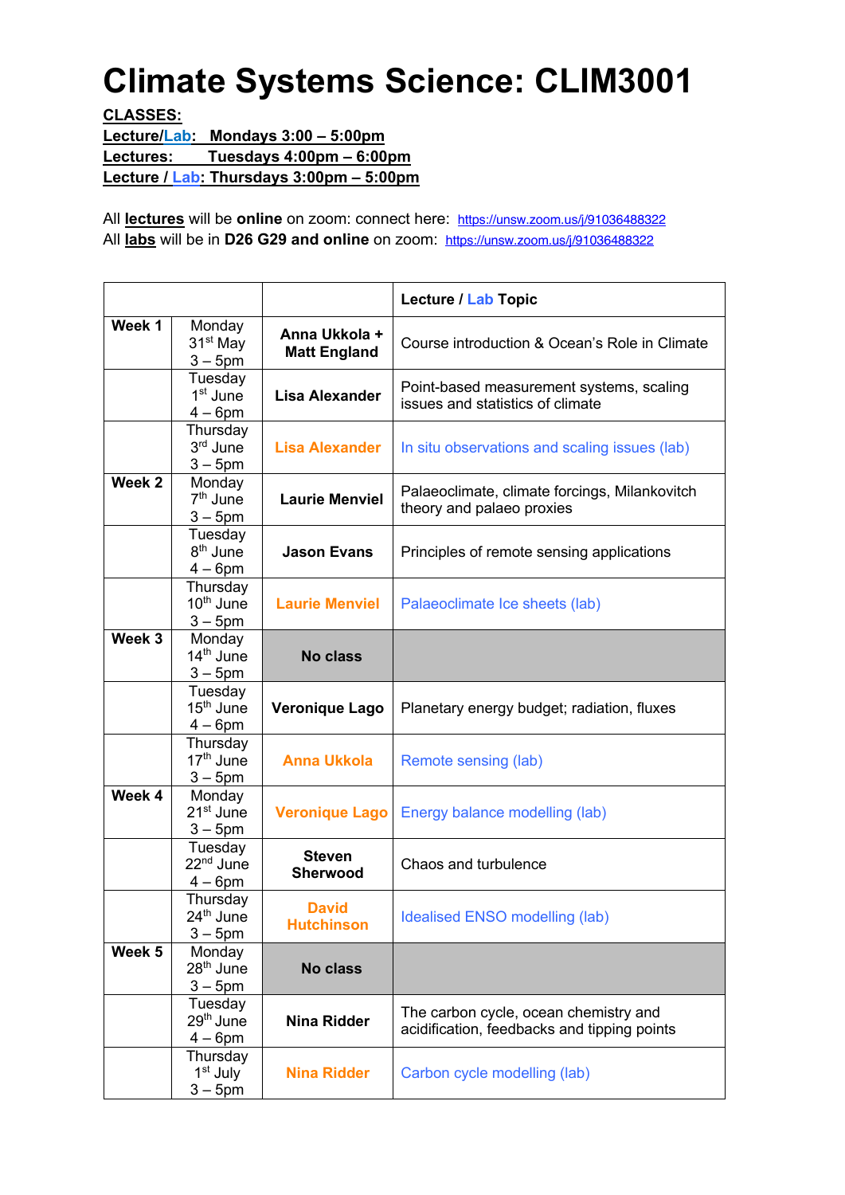# Climate Systems Science: CLIM3001

**CLASSES:**

**Lecture/Lab: Mondays 3:00 – 5:00pm**

**Lectures: Tuesdays 4:00pm – 6:00pm**

**Lecture / Lab: Thursdays 3:00pm – 5:00pm**

All **lectures** will be **online** on zoom: connect here: https://unsw.zoom.us/j/91036488322

All **labs** will be in **D26 G29 and online** on zoom: https://unsw.zoom.us/j/91036488322

| | | | **Lecture / Lab Topic** |
|---|---|---|---|
| **Week 1** | Monday 31st May 3 – 5pm | **Anna Ukkola + Matt England** | Course introduction & Ocean's Role in Climate |
| | Tuesday 1st June 4 – 6pm | **Lisa Alexander** | Point-based measurement systems, scaling issues and statistics of climate |
| | Thursday 3rd June 3 – 5pm | **Lisa Alexander** | In situ observations and scaling issues (lab) |
| **Week 2** | Monday 7th June 3 – 5pm | **Laurie Menviel** | Palaeoclimate, climate forcings, Milankovitch theory and palaeo proxies |
| | Tuesday 8th June 4 – 6pm | **Jason Evans** | Principles of remote sensing applications |
| | Thursday 10th June 3 – 5pm | **Laurie Menviel** | Palaeoclimate Ice sheets (lab) |
| **Week 3** | Monday 14th June 3 – 5pm | **No class** | |
| | Tuesday 15th June 4 – 6pm | **Veronique Lago** | Planetary energy budget; radiation, fluxes |
| | Thursday 17th June 3 – 5pm | **Anna Ukkola** | Remote sensing (lab) |
| **Week 4** | Monday 21st June 3 – 5pm | **Veronique Lago** | Energy balance modelling (lab) |
| | Tuesday 22nd June 4 – 6pm | **Steven Sherwood** | Chaos and turbulence |
| | Thursday 24th June 3 – 5pm | **David Hutchinson** | Idealised ENSO modelling (lab) |
| **Week 5** | Monday 28th June 3 – 5pm | **No class** | |
| | Tuesday 29th June 4 – 6pm | **Nina Ridder** | The carbon cycle, ocean chemistry and acidification, feedbacks and tipping points |
| | Thursday 1st July 3 – 5pm | **Nina Ridder** | Carbon cycle modelling (lab) |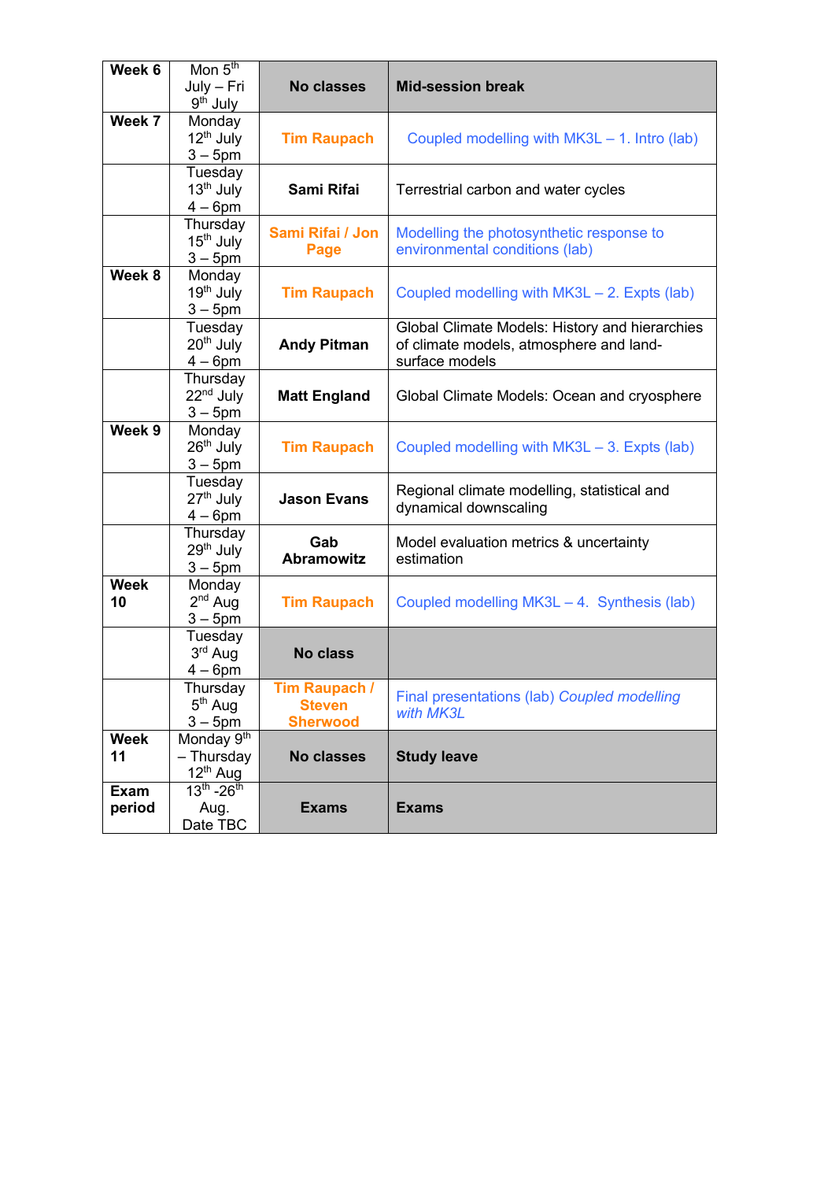| | | | |
|---|---|---|---|
| **Week 6** | Mon 5th July – Fri 9th July | **No classes** | **Mid-session break** |
| **Week 7** | Monday 12th July 3 – 5pm | **Tim Raupach** | Coupled modelling with MK3L – 1. Intro (lab) |
| | Tuesday 13th July 4 – 6pm | **Sami Rifai** | Terrestrial carbon and water cycles |
| | Thursday 15th July 3 – 5pm | **Sami Rifai / Jon Page** | Modelling the photosynthetic response to environmental conditions (lab) |
| **Week 8** | Monday 19th July 3 – 5pm | **Tim Raupach** | Coupled modelling with MK3L – 2. Expts (lab) |
| | Tuesday 20th July 4 – 6pm | **Andy Pitman** | Global Climate Models: History and hierarchies of climate models, atmosphere and land-surface models |
| | Thursday 22nd July 3 – 5pm | **Matt England** | Global Climate Models: Ocean and cryosphere |
| **Week 9** | Monday 26th July 3 – 5pm | **Tim Raupach** | Coupled modelling with MK3L – 3. Expts (lab) |
| | Tuesday 27th July 4 – 6pm | **Jason Evans** | Regional climate modelling, statistical and dynamical downscaling |
| | Thursday 29th July 3 – 5pm | **Gab Abramowitz** | Model evaluation metrics & uncertainty estimation |
| **Week 10** | Monday 2nd Aug 3 – 5pm | **Tim Raupach** | Coupled modelling MK3L – 4. Synthesis (lab) |
| | Tuesday 3rd Aug 4 – 6pm | **No class** | |
| | Thursday 5th Aug 3 – 5pm | **Tim Raupach / Steven Sherwood** | Final presentations (lab) *Coupled modelling with MK3L* |
| **Week 11** | Monday 9th – Thursday 12th Aug | **No classes** | **Study leave** |
| **Exam period** | 13th -26th Aug. Date TBC | **Exams** | **Exams** |